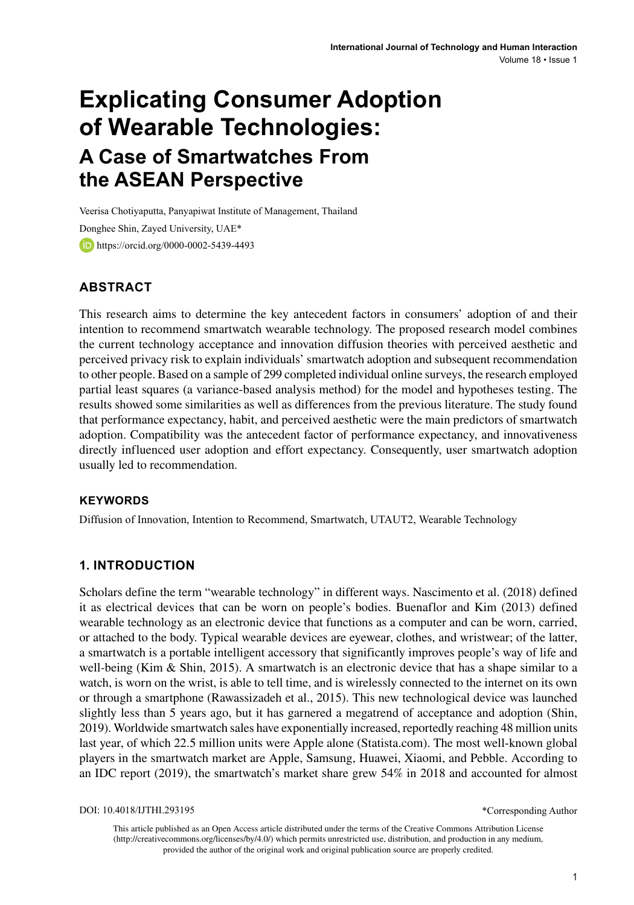# Explicating Consumer Adoption of Wearable Technologies:

## A Case of Smartwatches From the ASEAN Perspective

Veerisa Chotiyaputta, Panyapiwat Institute of Management, Thailand

Donghee Shin, Zayed University, UAE*

https://orcid.org/0000-0002-5439-4493

## ABSTRACT

This research aims to determine the key antecedent factors in consumers' adoption of and their intention to recommend smartwatch wearable technology. The proposed research model combines the current technology acceptance and innovation diffusion theories with perceived aesthetic and perceived privacy risk to explain individuals' smartwatch adoption and subsequent recommendation to other people. Based on a sample of 299 completed individual online surveys, the research employed partial least squares (a variance-based analysis method) for the model and hypotheses testing. The results showed some similarities as well as differences from the previous literature. The study found that performance expectancy, habit, and perceived aesthetic were the main predictors of smartwatch adoption. Compatibility was the antecedent factor of performance expectancy, and innovativeness directly influenced user adoption and effort expectancy. Consequently, user smartwatch adoption usually led to recommendation.

### KEYWORDS

Diffusion of Innovation, Intention to Recommend, Smartwatch, UTAUT2, Wearable Technology

## 1. INTRODUCTION

Scholars define the term "wearable technology" in different ways. Nascimento et al. (2018) defined it as electrical devices that can be worn on people's bodies. Buenaflor and Kim (2013) defined wearable technology as an electronic device that functions as a computer and can be worn, carried, or attached to the body. Typical wearable devices are eyewear, clothes, and wristwear; of the latter, a smartwatch is a portable intelligent accessory that significantly improves people's way of life and well-being (Kim & Shin, 2015). A smartwatch is an electronic device that has a shape similar to a watch, is worn on the wrist, is able to tell time, and is wirelessly connected to the internet on its own or through a smartphone (Rawassizadeh et al., 2015). This new technological device was launched slightly less than 5 years ago, but it has garnered a megatrend of acceptance and adoption (Shin, 2019). Worldwide smartwatch sales have exponentially increased, reportedly reaching 48 million units last year, of which 22.5 million units were Apple alone (Statista.com). The most well-known global players in the smartwatch market are Apple, Samsung, Huawei, Xiaomi, and Pebble. According to an IDC report (2019), the smartwatch's market share grew 54% in 2018 and accounted for almost

DOI: 10.4018/IJTHI.293195

*Corresponding Author

This article published as an Open Access article distributed under the terms of the Creative Commons Attribution License (http://creativecommons.org/licenses/by/4.0/) which permits unrestricted use, distribution, and production in any medium, provided the author of the original work and original publication source are properly credited.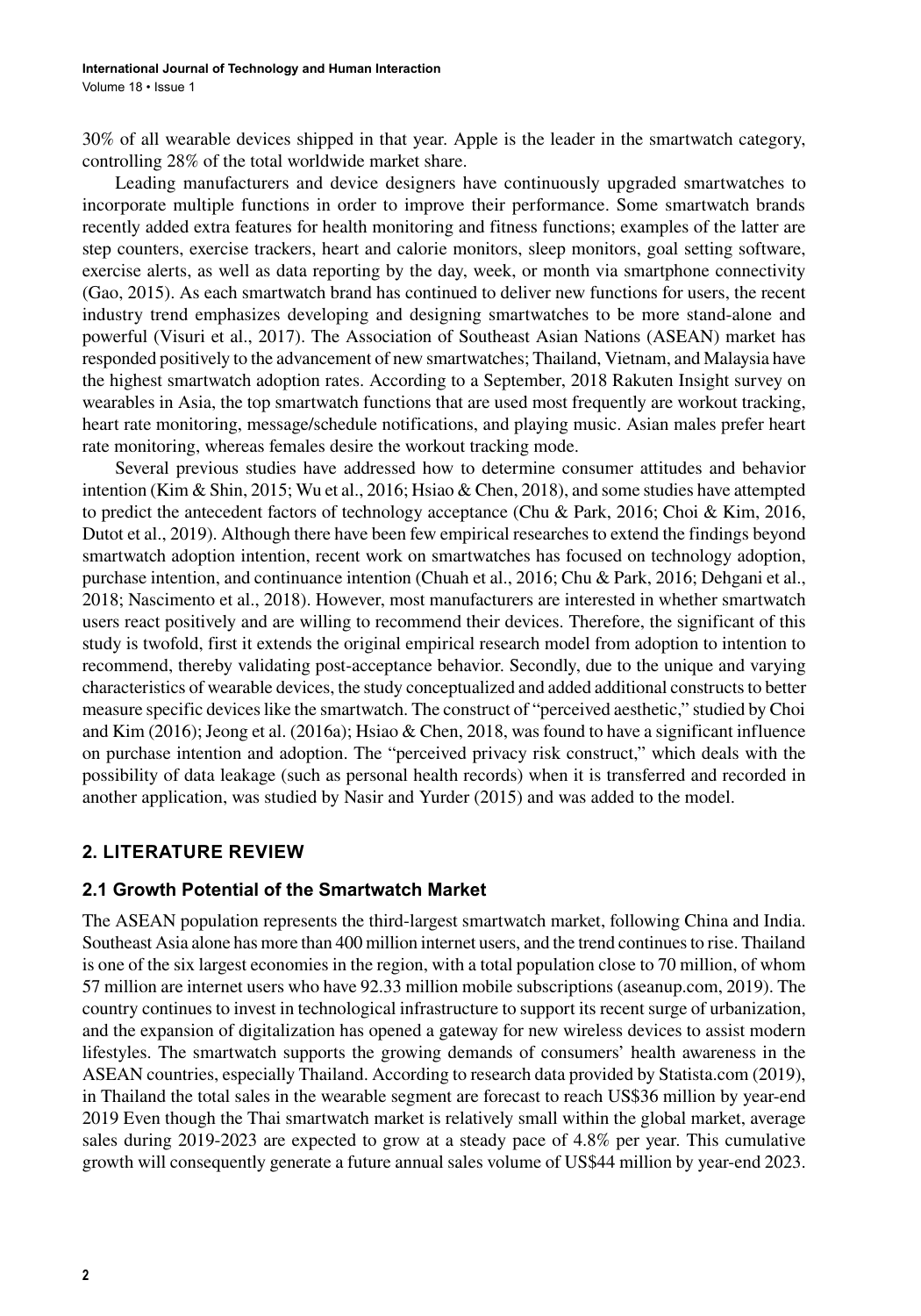30% of all wearable devices shipped in that year. Apple is the leader in the smartwatch category, controlling 28% of the total worldwide market share.

Leading manufacturers and device designers have continuously upgraded smartwatches to incorporate multiple functions in order to improve their performance. Some smartwatch brands recently added extra features for health monitoring and fitness functions; examples of the latter are step counters, exercise trackers, heart and calorie monitors, sleep monitors, goal setting software, exercise alerts, as well as data reporting by the day, week, or month via smartphone connectivity (Gao, 2015). As each smartwatch brand has continued to deliver new functions for users, the recent industry trend emphasizes developing and designing smartwatches to be more stand-alone and powerful (Visuri et al., 2017). The Association of Southeast Asian Nations (ASEAN) market has responded positively to the advancement of new smartwatches; Thailand, Vietnam, and Malaysia have the highest smartwatch adoption rates. According to a September, 2018 Rakuten Insight survey on wearables in Asia, the top smartwatch functions that are used most frequently are workout tracking, heart rate monitoring, message/schedule notifications, and playing music. Asian males prefer heart rate monitoring, whereas females desire the workout tracking mode.

Several previous studies have addressed how to determine consumer attitudes and behavior intention (Kim & Shin, 2015; Wu et al., 2016; Hsiao & Chen, 2018), and some studies have attempted to predict the antecedent factors of technology acceptance (Chu & Park, 2016; Choi & Kim, 2016, Dutot et al., 2019). Although there have been few empirical researches to extend the findings beyond smartwatch adoption intention, recent work on smartwatches has focused on technology adoption, purchase intention, and continuance intention (Chuah et al., 2016; Chu & Park, 2016; Dehgani et al., 2018; Nascimento et al., 2018). However, most manufacturers are interested in whether smartwatch users react positively and are willing to recommend their devices. Therefore, the significant of this study is twofold, first it extends the original empirical research model from adoption to intention to recommend, thereby validating post-acceptance behavior. Secondly, due to the unique and varying characteristics of wearable devices, the study conceptualized and added additional constructs to better measure specific devices like the smartwatch. The construct of "perceived aesthetic," studied by Choi and Kim (2016); Jeong et al. (2016a); Hsiao & Chen, 2018, was found to have a significant influence on purchase intention and adoption. The "perceived privacy risk construct," which deals with the possibility of data leakage (such as personal health records) when it is transferred and recorded in another application, was studied by Nasir and Yurder (2015) and was added to the model.

## 2. LITERATURE REVIEW

### 2.1 Growth Potential of the Smartwatch Market

The ASEAN population represents the third-largest smartwatch market, following China and India. Southeast Asia alone has more than 400 million internet users, and the trend continues to rise. Thailand is one of the six largest economies in the region, with a total population close to 70 million, of whom 57 million are internet users who have 92.33 million mobile subscriptions (aseanup.com, 2019). The country continues to invest in technological infrastructure to support its recent surge of urbanization, and the expansion of digitalization has opened a gateway for new wireless devices to assist modern lifestyles. The smartwatch supports the growing demands of consumers' health awareness in the ASEAN countries, especially Thailand. According to research data provided by Statista.com (2019), in Thailand the total sales in the wearable segment are forecast to reach US$36 million by year-end 2019 Even though the Thai smartwatch market is relatively small within the global market, average sales during 2019-2023 are expected to grow at a steady pace of 4.8% per year. This cumulative growth will consequently generate a future annual sales volume of US$44 million by year-end 2023.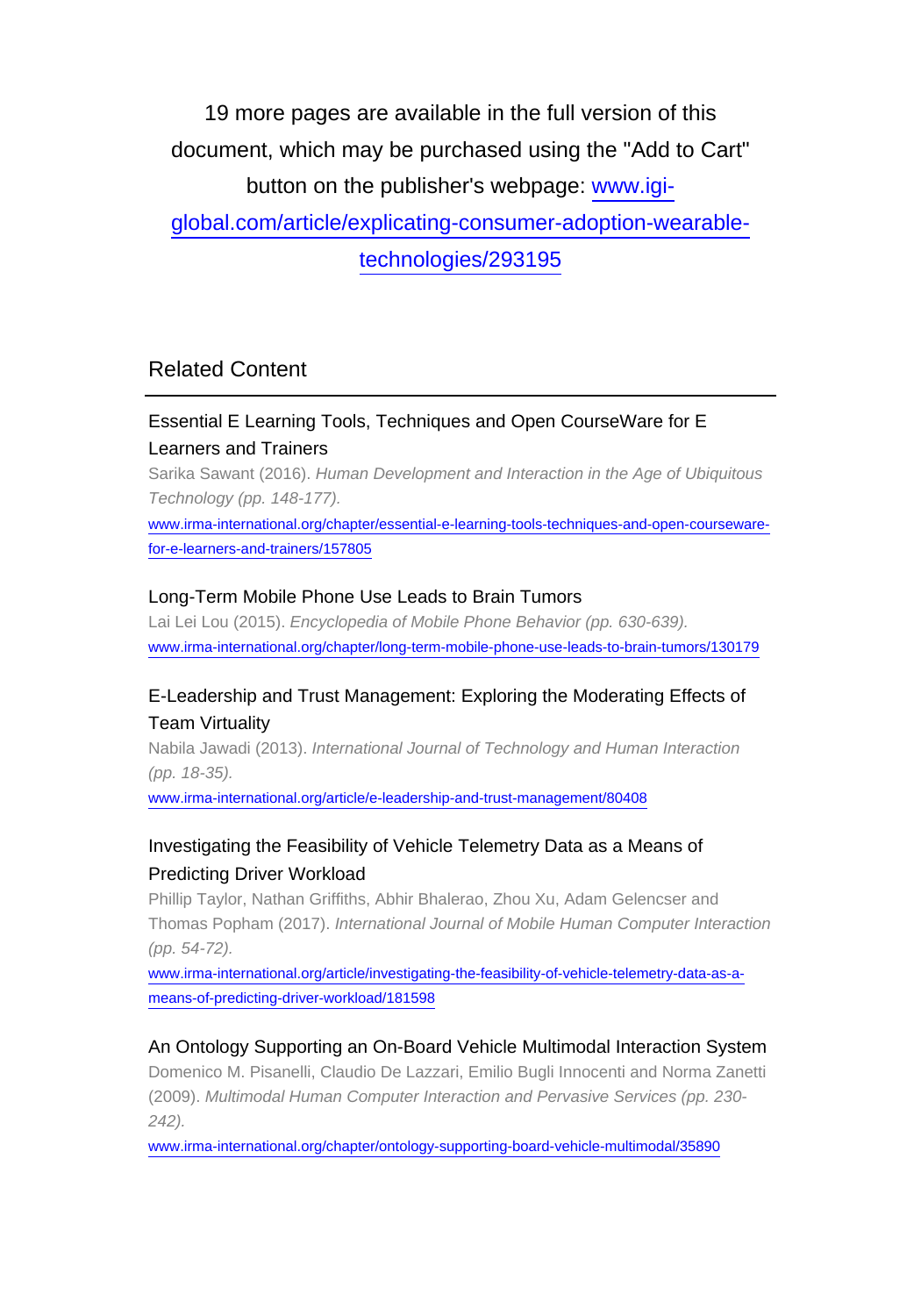19 more pages are available in the full version of this document, which may be purchased using the "Add to Cart" button on the publisher's webpage: [www.igi-global.com/article/explicating-consumer-adoption-wearable-technologies/293195](www.igi-global.com/article/explicating-consumer-adoption-wearable-technologies/293195)

## Related Content

### Essential E Learning Tools, Techniques and Open CourseWare for E Learners and Trainers

Sarika Sawant (2016). *Human Development and Interaction in the Age of Ubiquitous Technology (pp. 148-177).*

[www.irma-international.org/chapter/essential-e-learning-tools-techniques-and-open-courseware-for-e-learners-and-trainers/157805](www.irma-international.org/chapter/essential-e-learning-tools-techniques-and-open-courseware-for-e-learners-and-trainers/157805)

### Long-Term Mobile Phone Use Leads to Brain Tumors

Lai Lei Lou (2015). *Encyclopedia of Mobile Phone Behavior (pp. 630-639).*

[www.irma-international.org/chapter/long-term-mobile-phone-use-leads-to-brain-tumors/130179](www.irma-international.org/chapter/long-term-mobile-phone-use-leads-to-brain-tumors/130179)

### E-Leadership and Trust Management: Exploring the Moderating Effects of Team Virtuality

Nabila Jawadi (2013). *International Journal of Technology and Human Interaction (pp. 18-35).*

[www.irma-international.org/article/e-leadership-and-trust-management/80408](www.irma-international.org/article/e-leadership-and-trust-management/80408)

### Investigating the Feasibility of Vehicle Telemetry Data as a Means of Predicting Driver Workload

Phillip Taylor, Nathan Griffiths, Abhir Bhalerao, Zhou Xu, Adam Gelencser and Thomas Popham (2017). *International Journal of Mobile Human Computer Interaction (pp. 54-72).*

[www.irma-international.org/article/investigating-the-feasibility-of-vehicle-telemetry-data-as-a-means-of-predicting-driver-workload/181598](www.irma-international.org/article/investigating-the-feasibility-of-vehicle-telemetry-data-as-a-means-of-predicting-driver-workload/181598)

### An Ontology Supporting an On-Board Vehicle Multimodal Interaction System

Domenico M. Pisanelli, Claudio De Lazzari, Emilio Bugli Innocenti and Norma Zanetti (2009). *Multimodal Human Computer Interaction and Pervasive Services (pp. 230-242).*

[www.irma-international.org/chapter/ontology-supporting-board-vehicle-multimodal/35890](www.irma-international.org/chapter/ontology-supporting-board-vehicle-multimodal/35890)